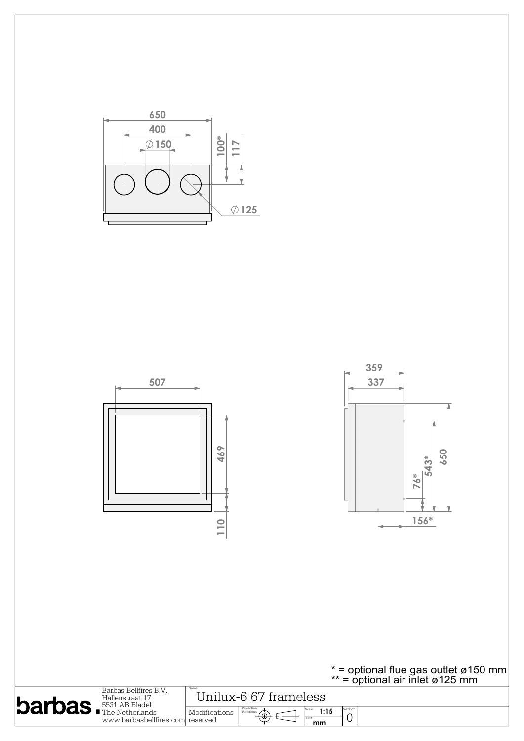650

400

$\varnothing$150

100*

117

$\varnothing$125

507

469

110

359

337

543*

650

76*

156*

\* = optional flue gas outlet ø150 mm
\*\* = optional air inlet ø125 mm

**barbas.**

Barbas Bellfires B.V.
Hallenstraat 17
5531 AB Bladel
The Netherlands
www.barbasbellfires.com

Name: Unilux-6 67 frameless

Modifications reserved

Projection: American

Scale: 1:15

Unit: mm

Version: 0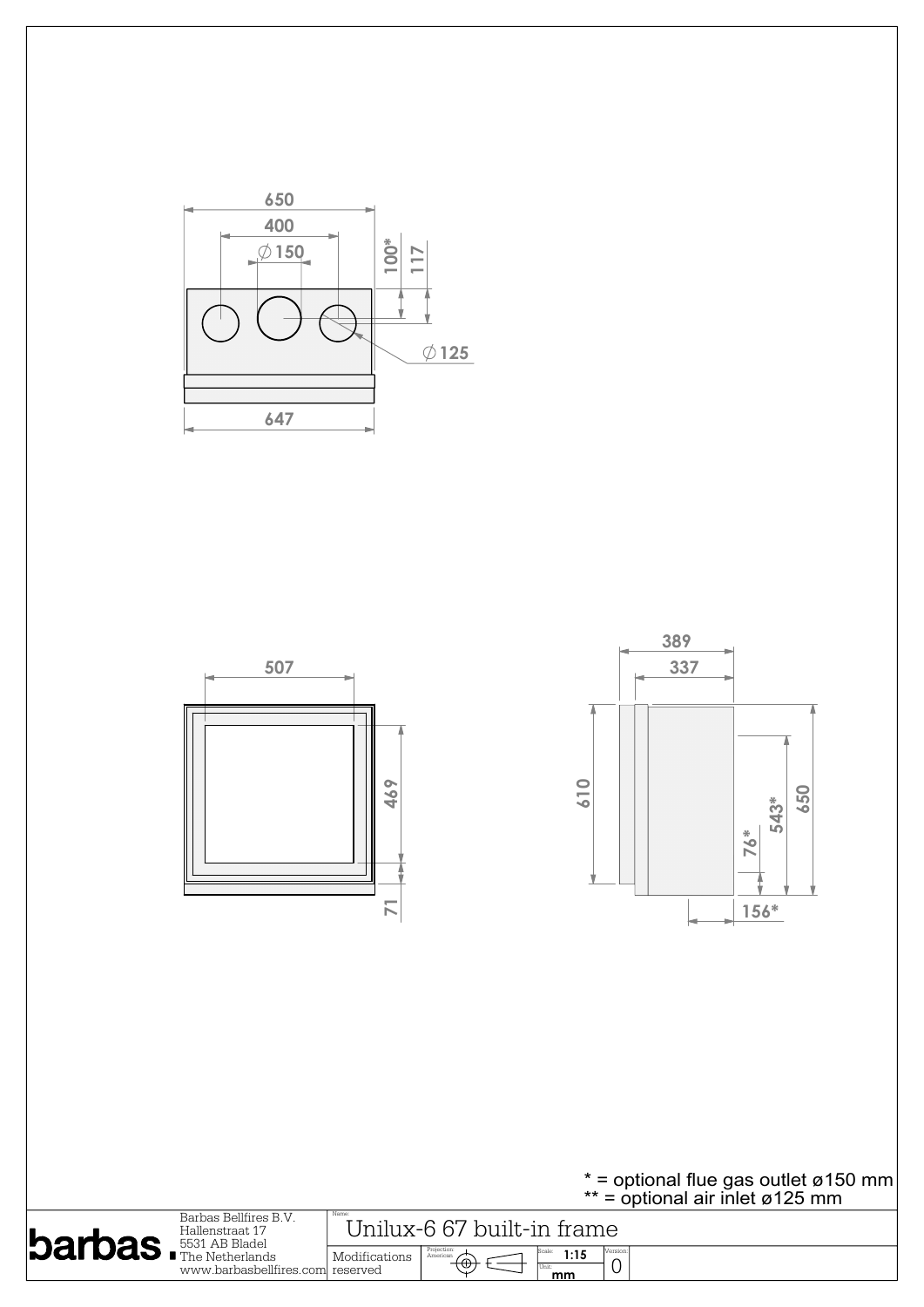650

400

∅150

100*

117

∅125

647

507

469

71

389

337

610

543*

650

76*

156*

\* = optional flue gas outlet ø150 mm
\*\* = optional air inlet ø125 mm

| Barbas Bellfires B.V. Hallenstraat 17 5531 AB Bladel The Netherlands www.barbasbellfires.com | Name: Unilux-6 67 built-in frame | | | |
|---|---|---|---|---|
| | Modifications reserved | Projection: American | Scale: 1:15 Unit: mm | Version: 0 |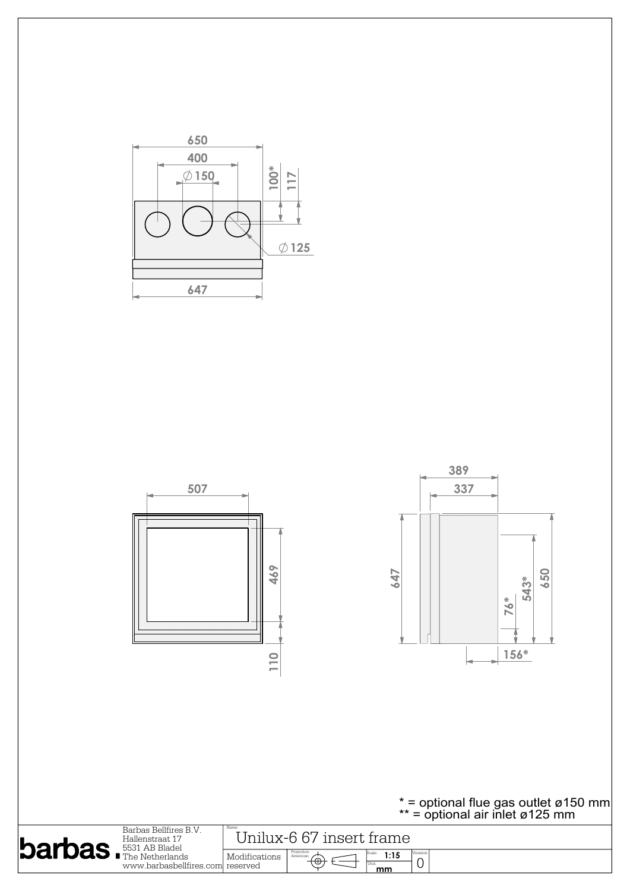650

400

∅150

100*

117

∅125

647

507

469

110

389

337

647

76*

543*

650

156*

\* = optional flue gas outlet ø150 mm
\*\* = optional air inlet ø125 mm

barbas.

Barbas Bellfires B.V.
Hallenstraat 17
5531 AB Bladel
The Netherlands
www.barbasbellfires.com

Name: Unilux-6 67 insert frame

Modifications reserved

Projection: American

Scale: 1:15

Unit: mm

Version: 0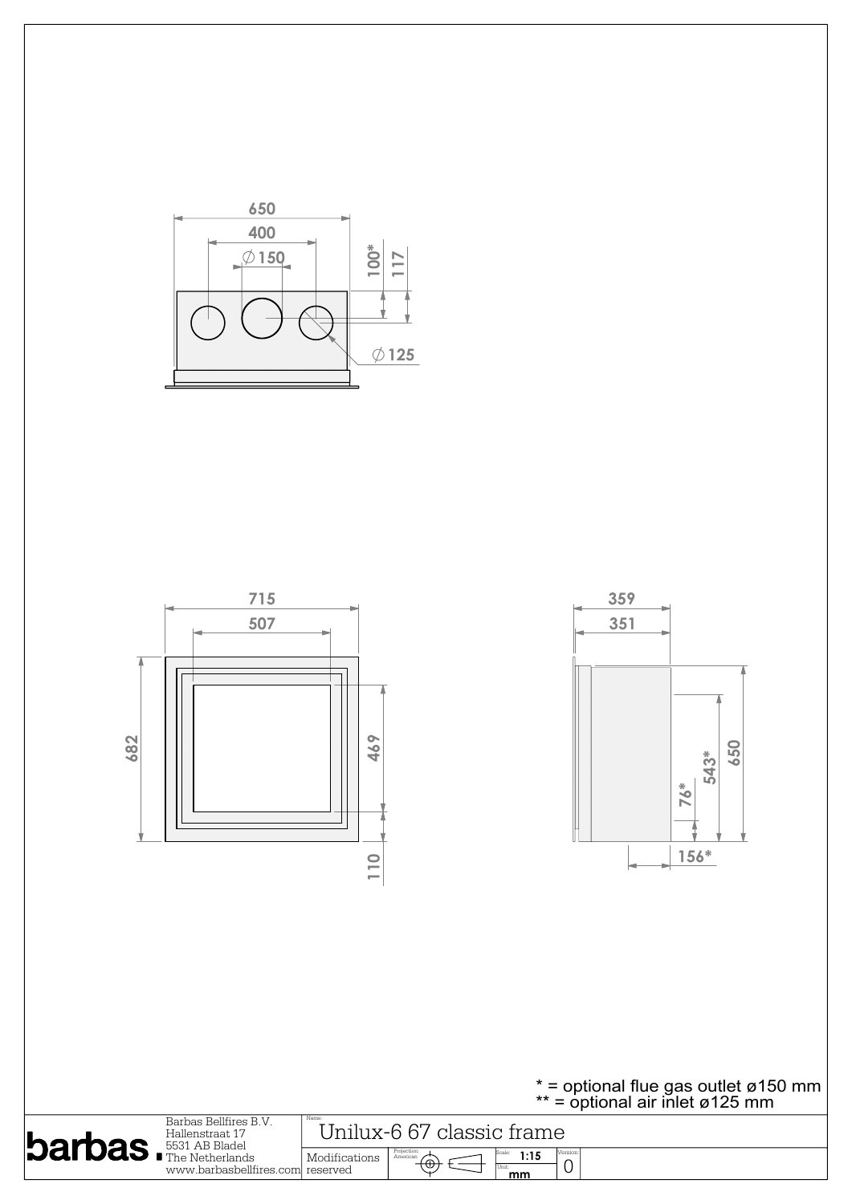650

400

∅150

100*

117

∅125

715

507

682

469

110

359

351

650

543*

76*

156*

\* = optional flue gas outlet ø150 mm
\*\* = optional air inlet ø125 mm

barbas.

Barbas Bellfires B.V.
Hallenstraat 17
5531 AB Bladel
The Netherlands
www.barbasbellfires.com

Name: Unilux-6 67 classic frame

Modifications reserved

Projection: American

Scale: 1:15

Unit: mm

Version: 0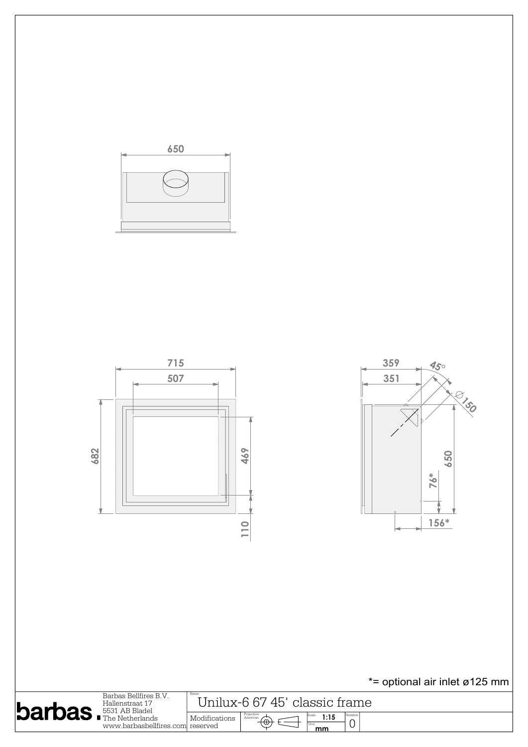650

715

507

682

469

110

359

351

45°

∅150

650

76*

156*

*= optional air inlet ø125 mm

Barbas Bellfires B.V.
Hallenstraat 17
5531 AB Bladel
The Netherlands
www.barbasbellfires.com

Name:
Unilux-6 67 45' classic frame

Modifications reserved

Projection: American

Scale: 1:15

Unit: mm

Version: 0